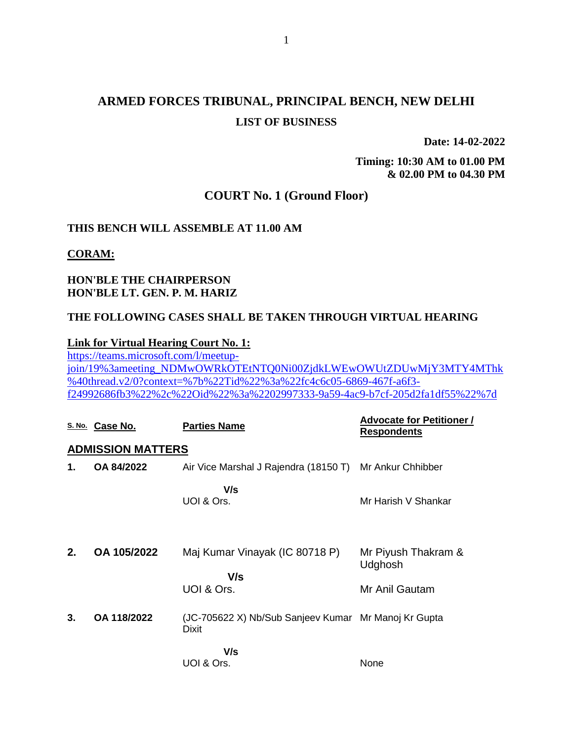# ARMED FORCES TRIBUNAL, PRINCIPAL BENCH, NEW DELHI

## LIST OF BUSINESS

**Date: 14-02-2022**

**Timing: 10:30 AM to 01.00 PM & 02.00 PM to 04.30 PM**

## COURT No. 1 (Ground Floor)

**THIS BENCH WILL ASSEMBLE AT 11.00 AM**

**CORAM:**

**HON'BLE THE CHAIRPERSON**
**HON'BLE LT. GEN. P. M. HARIZ**

**THE FOLLOWING CASES SHALL BE TAKEN THROUGH VIRTUAL HEARING**

**Link for Virtual Hearing Court No. 1:**
https://teams.microsoft.com/l/meetup-join/19%3ameeting_NDMwOWRkOTEtNTQ0Ni00ZjdkLWEwOWUtZDUwMjY3MTY4MThk%40thread.v2/0?context=%7b%22Tid%22%3a%22fc4c6c05-6869-467f-a6f3-f24992686fb3%22%2c%22Oid%22%3a%2202997333-9a59-4ac9-b7cf-205d2fa1df55%22%7d

| S. No. | Case No. | Parties Name | Advocate for Petitioner / Respondents |
|---|---|---|---|
| **ADMISSION MATTERS** | | | |
| **1.** | **OA 84/2022** | Air Vice Marshal J Rajendra (18150 T) | Mr Ankur Chhibber |
| | | **V/s** | |
| | | UOI & Ors. | Mr Harish V Shankar |
| **2.** | **OA 105/2022** | Maj Kumar Vinayak (IC 80718 P) | Mr Piyush Thakram & Udghosh |
| | | **V/s** | |
| | | UOI & Ors. | Mr Anil Gautam |
| **3.** | **OA 118/2022** | (JC-705622 X) Nb/Sub Sanjeev Kumar Dixit | Mr Manoj Kr Gupta |
| | | **V/s** | |
| | | UOI & Ors. | None |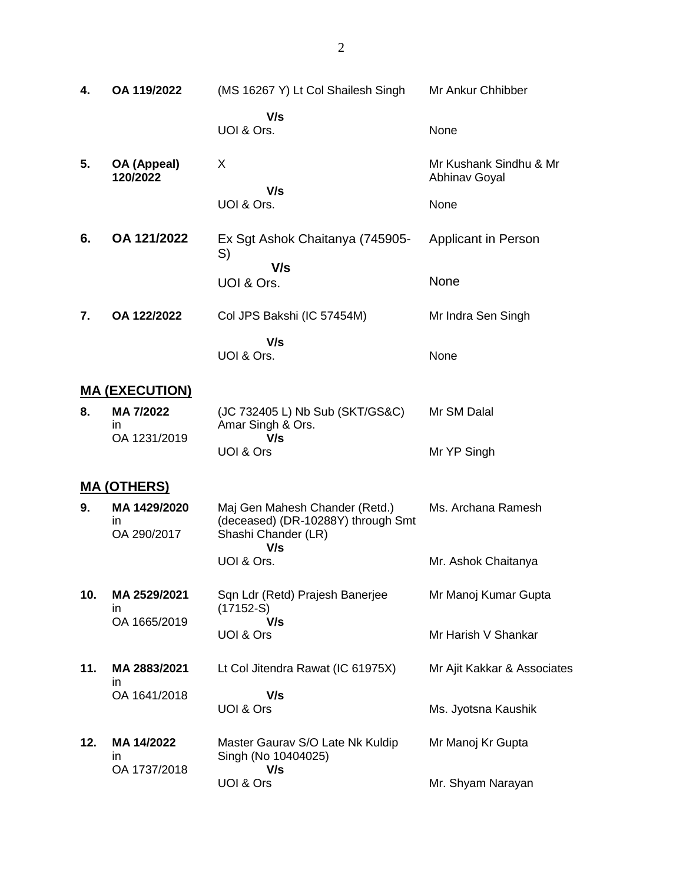| | | | |
|---|---|---|---|
| **4.** | **OA 119/2022** | (MS 16267 Y) Lt Col Shailesh Singh<br>**V/s**<br>UOI & Ors. | Mr Ankur Chhibber<br><br>None |
| **5.** | **OA (Appeal) 120/2022** | X<br>**V/s**<br>UOI & Ors. | Mr Kushank Sindhu & Mr Abhinav Goyal<br><br>None |
| **6.** | **OA 121/2022** | Ex Sgt Ashok Chaitanya (745905-S)<br>**V/s**<br>UOI & Ors. | Applicant in Person<br><br>None |
| **7.** | **OA 122/2022** | Col JPS Bakshi (IC 57454M)<br>**V/s**<br>UOI & Ors. | Mr Indra Sen Singh<br><br>None |

## **MA (EXECUTION)**

| | | | |
|---|---|---|---|
| **8.** | **MA 7/2022** in OA 1231/2019 | (JC 732405 L) Nb Sub (SKT/GS&C) Amar Singh & Ors.<br>**V/s**<br>UOI & Ors | Mr SM Dalal<br><br>Mr YP Singh |

## **MA (OTHERS)**

| | | | |
|---|---|---|---|
| **9.** | **MA 1429/2020** in OA 290/2017 | Maj Gen Mahesh Chander (Retd.) (deceased) (DR-10288Y) through Smt Shashi Chander (LR)<br>**V/s**<br>UOI & Ors. | Ms. Archana Ramesh<br><br>Mr. Ashok Chaitanya |
| **10.** | **MA 2529/2021** in OA 1665/2019 | Sqn Ldr (Retd) Prajesh Banerjee (17152-S)<br>**V/s**<br>UOI & Ors | Mr Manoj Kumar Gupta<br><br>Mr Harish V Shankar |
| **11.** | **MA 2883/2021** in OA 1641/2018 | Lt Col Jitendra Rawat (IC 61975X)<br>**V/s**<br>UOI & Ors | Mr Ajit Kakkar & Associates<br><br>Ms. Jyotsna Kaushik |
| **12.** | **MA 14/2022** in OA 1737/2018 | Master Gaurav S/O Late Nk Kuldip Singh (No 10404025)<br>**V/s**<br>UOI & Ors | Mr Manoj Kr Gupta<br><br>Mr. Shyam Narayan |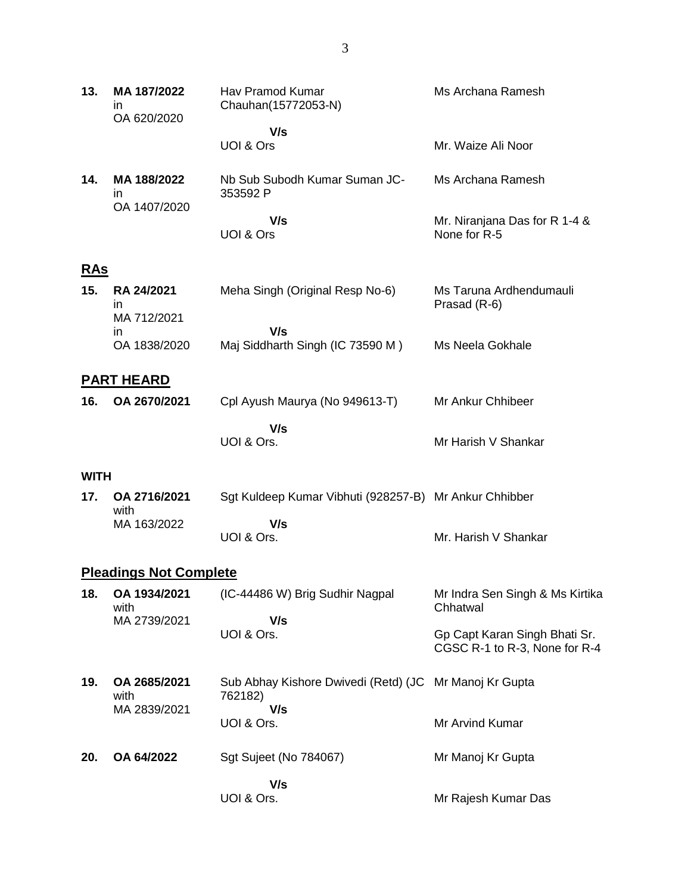| | | | |
|---|---|---|---|
| **13.** | **MA 187/2022** in OA 620/2020 | Hav Pramod Kumar Chauhan(15772053-N) | Ms Archana Ramesh |
| | | **V/s** UOI & Ors | Mr. Waize Ali Noor |
| **14.** | **MA 188/2022** in OA 1407/2020 | Nb Sub Subodh Kumar Suman JC-353592 P | Ms Archana Ramesh |
| | | **V/s** UOI & Ors | Mr. Niranjana Das for R 1-4 & None for R-5 |

## RAs

| | | | |
|---|---|---|---|
| **15.** | **RA 24/2021** in MA 712/2021 in OA 1838/2020 | Meha Singh (Original Resp No-6) | Ms Taruna Ardhendumauli Prasad (R-6) |
| | | **V/s** Maj Siddharth Singh (IC 73590 M ) | Ms Neela Gokhale |

## PART HEARD

| | | | |
|---|---|---|---|
| **16.** | **OA 2670/2021** | Cpl Ayush Maurya (No 949613-T) | Mr Ankur Chhibeer |
| | | **V/s** UOI & Ors. | Mr Harish V Shankar |

**WITH**

| | | | |
|---|---|---|---|
| **17.** | **OA 2716/2021** with MA 163/2022 | Sgt Kuldeep Kumar Vibhuti (928257-B) | Mr Ankur Chhibber |
| | | **V/s** UOI & Ors. | Mr. Harish V Shankar |

## Pleadings Not Complete

| | | | |
|---|---|---|---|
| **18.** | **OA 1934/2021** with MA 2739/2021 | (IC-44486 W) Brig Sudhir Nagpal | Mr Indra Sen Singh & Ms Kirtika Chhatwal |
| | | **V/s** UOI & Ors. | Gp Capt Karan Singh Bhati Sr. CGSC R-1 to R-3, None for R-4 |
| **19.** | **OA 2685/2021** with MA 2839/2021 | Sub Abhay Kishore Dwivedi (Retd) (JC 762182) | Mr Manoj Kr Gupta |
| | | **V/s** UOI & Ors. | Mr Arvind Kumar |
| **20.** | **OA 64/2022** | Sgt Sujeet (No 784067) | Mr Manoj Kr Gupta |
| | | **V/s** UOI & Ors. | Mr Rajesh Kumar Das |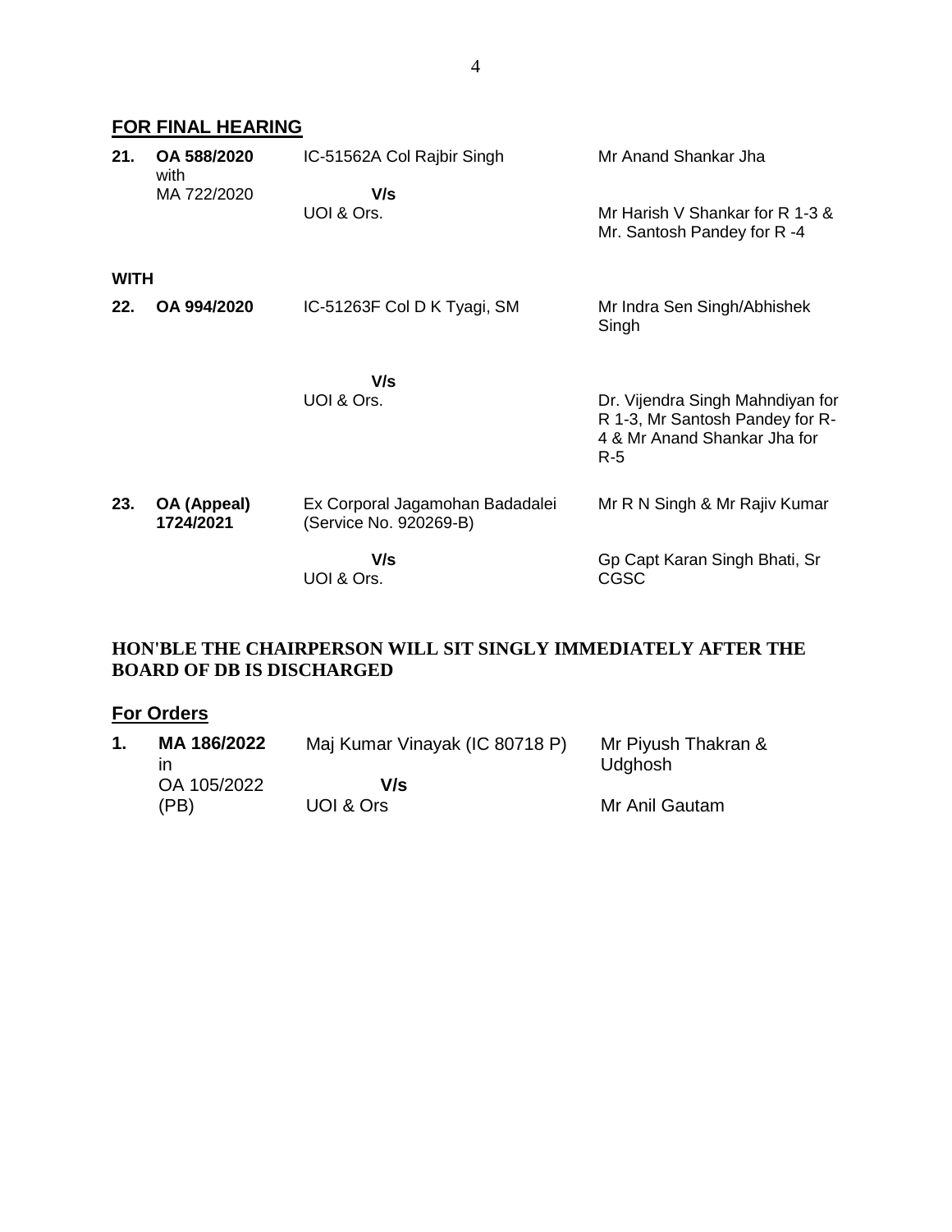## FOR FINAL HEARING

| | | | |
|---|---|---|---|
| **21.** | **OA 588/2020** with MA 722/2020 | IC-51562A Col Rajbir Singh **V/s** UOI & Ors. | Mr Anand Shankar Jha<br>Mr Harish V Shankar for R 1-3 & Mr. Santosh Pandey for R -4 |
| **WITH** | | | |
| **22.** | **OA 994/2020** | IC-51263F Col D K Tyagi, SM **V/s** UOI & Ors. | Mr Indra Sen Singh/Abhishek Singh<br>Dr. Vijendra Singh Mahndiyan for R 1-3, Mr Santosh Pandey for R-4 & Mr Anand Shankar Jha for R-5 |
| **23.** | **OA (Appeal) 1724/2021** | Ex Corporal Jagamohan Badadalei (Service No. 920269-B) **V/s** UOI & Ors. | Mr R N Singh & Mr Rajiv Kumar<br>Gp Capt Karan Singh Bhati, Sr CGSC |

**HON'BLE THE CHAIRPERSON WILL SIT SINGLY IMMEDIATELY AFTER THE BOARD OF DB IS DISCHARGED**

## For Orders

| | | | |
|---|---|---|---|
| **1.** | **MA 186/2022** in OA 105/2022 (PB) | Maj Kumar Vinayak (IC 80718 P) **V/s** UOI & Ors | Mr Piyush Thakran & Udghosh<br>Mr Anil Gautam |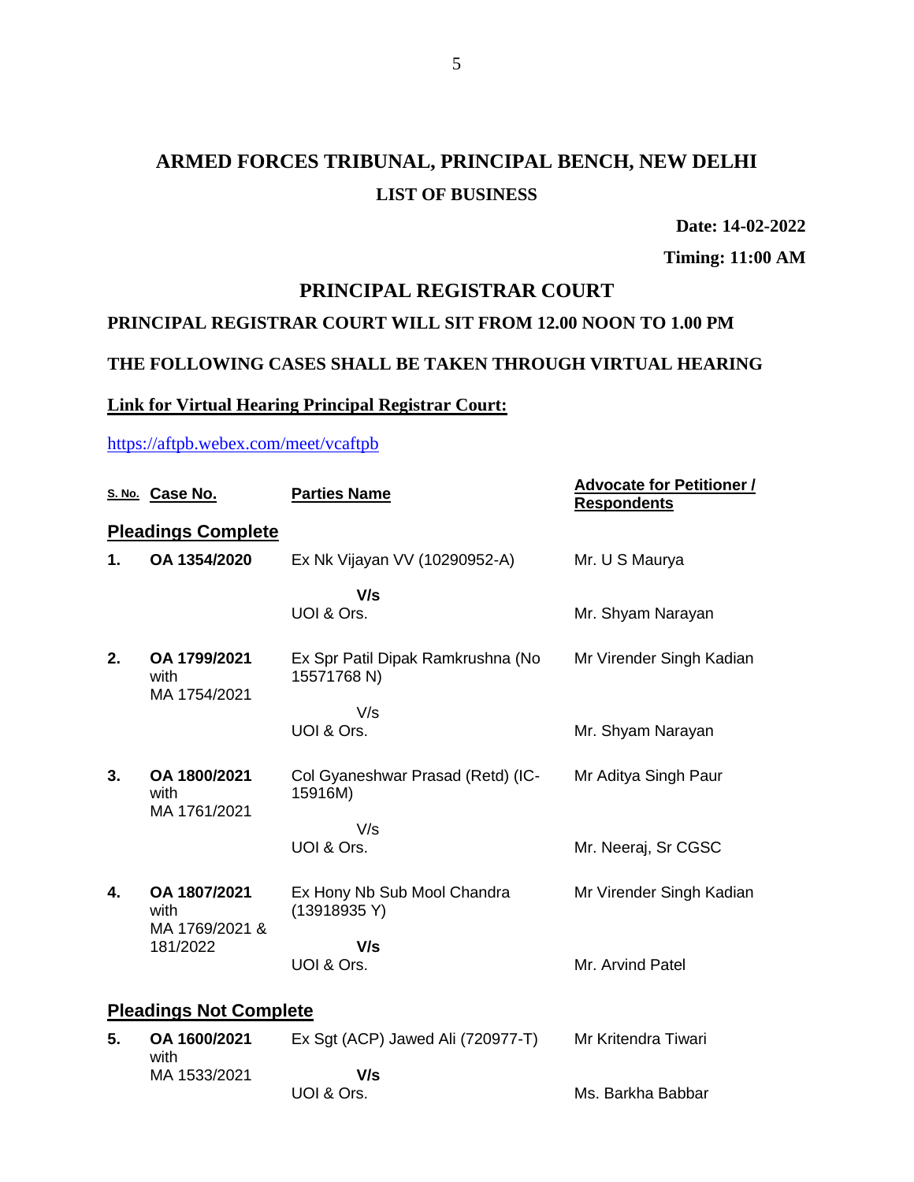# ARMED FORCES TRIBUNAL, PRINCIPAL BENCH, NEW DELHI

## LIST OF BUSINESS

**Date: 14-02-2022**

**Timing: 11:00 AM**

## PRINCIPAL REGISTRAR COURT

**PRINCIPAL REGISTRAR COURT WILL SIT FROM 12.00 NOON TO 1.00 PM**

**THE FOLLOWING CASES SHALL BE TAKEN THROUGH VIRTUAL HEARING**

**Link for Virtual Hearing Principal Registrar Court:**

https://aftpb.webex.com/meet/vcaftpb

| S. No. | Case No. | Parties Name | Advocate for Petitioner / Respondents |
|---|---|---|---|
| **Pleadings Complete** | | | |
| **1.** | **OA 1354/2020** | Ex Nk Vijayan VV (10290952-A)<br>**V/s**<br>UOI & Ors. | Mr. U S Maurya<br><br>Mr. Shyam Narayan |
| **2.** | **OA 1799/2021** with MA 1754/2021 | Ex Spr Patil Dipak Ramkrushna (No 15571768 N)<br>V/s<br>UOI & Ors. | Mr Virender Singh Kadian<br><br>Mr. Shyam Narayan |
| **3.** | **OA 1800/2021** with MA 1761/2021 | Col Gyaneshwar Prasad (Retd) (IC-15916M)<br>V/s<br>UOI & Ors. | Mr Aditya Singh Paur<br><br>Mr. Neeraj, Sr CGSC |
| **4.** | **OA 1807/2021** with MA 1769/2021 & 181/2022 | Ex Hony Nb Sub Mool Chandra (13918935 Y)<br>**V/s**<br>UOI & Ors. | Mr Virender Singh Kadian<br><br>Mr. Arvind Patel |
| **Pleadings Not Complete** | | | |
| **5.** | **OA 1600/2021** with MA 1533/2021 | Ex Sgt (ACP) Jawed Ali (720977-T)<br>**V/s**<br>UOI & Ors. | Mr Kritendra Tiwari<br><br>Ms. Barkha Babbar |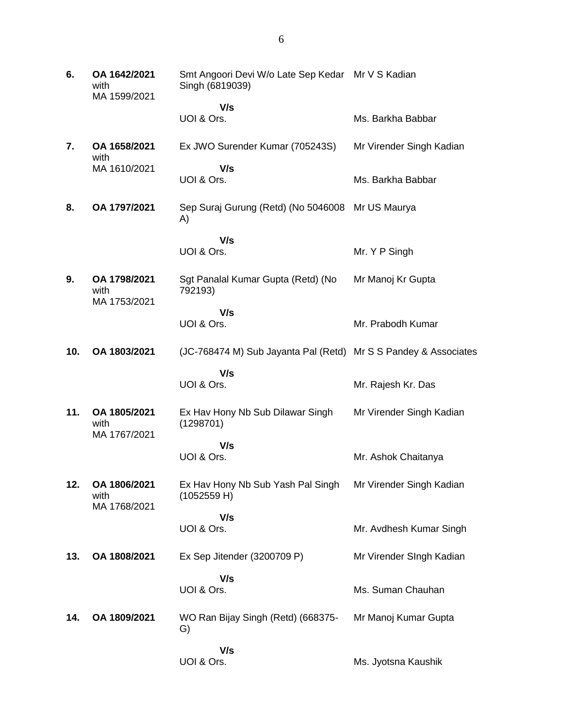| | | | |
|---|---|---|---|
| **6.** | **OA 1642/2021** with MA 1599/2021 | Smt Angoori Devi W/o Late Sep Kedar Singh (6819039) | Mr V S Kadian |
| | | **V/s** UOI & Ors. | Ms. Barkha Babbar |
| **7.** | **OA 1658/2021** with MA 1610/2021 | Ex JWO Surender Kumar (705243S) | Mr Virender Singh Kadian |
| | | **V/s** UOI & Ors. | Ms. Barkha Babbar |
| **8.** | **OA 1797/2021** | Sep Suraj Gurung (Retd) (No 5046008 A) | Mr US Maurya |
| | | **V/s** UOI & Ors. | Mr. Y P Singh |
| **9.** | **OA 1798/2021** with MA 1753/2021 | Sgt Panalal Kumar Gupta (Retd) (No 792193) | Mr Manoj Kr Gupta |
| | | **V/s** UOI & Ors. | Mr. Prabodh Kumar |
| **10.** | **OA 1803/2021** | (JC-768474 M) Sub Jayanta Pal (Retd) | Mr S S Pandey & Associates |
| | | **V/s** UOI & Ors. | Mr. Rajesh Kr. Das |
| **11.** | **OA 1805/2021** with MA 1767/2021 | Ex Hav Hony Nb Sub Dilawar Singh (1298701) | Mr Virender Singh Kadian |
| | | **V/s** UOI & Ors. | Mr. Ashok Chaitanya |
| **12.** | **OA 1806/2021** with MA 1768/2021 | Ex Hav Hony Nb Sub Yash Pal Singh (1052559 H) | Mr Virender Singh Kadian |
| | | **V/s** UOI & Ors. | Mr. Avdhesh Kumar Singh |
| **13.** | **OA 1808/2021** | Ex Sep Jitender (3200709 P) | Mr Virender SIngh Kadian |
| | | **V/s** UOI & Ors. | Ms. Suman Chauhan |
| **14.** | **OA 1809/2021** | WO Ran Bijay Singh (Retd) (668375-G) | Mr Manoj Kumar Gupta |
| | | **V/s** UOI & Ors. | Ms. Jyotsna Kaushik |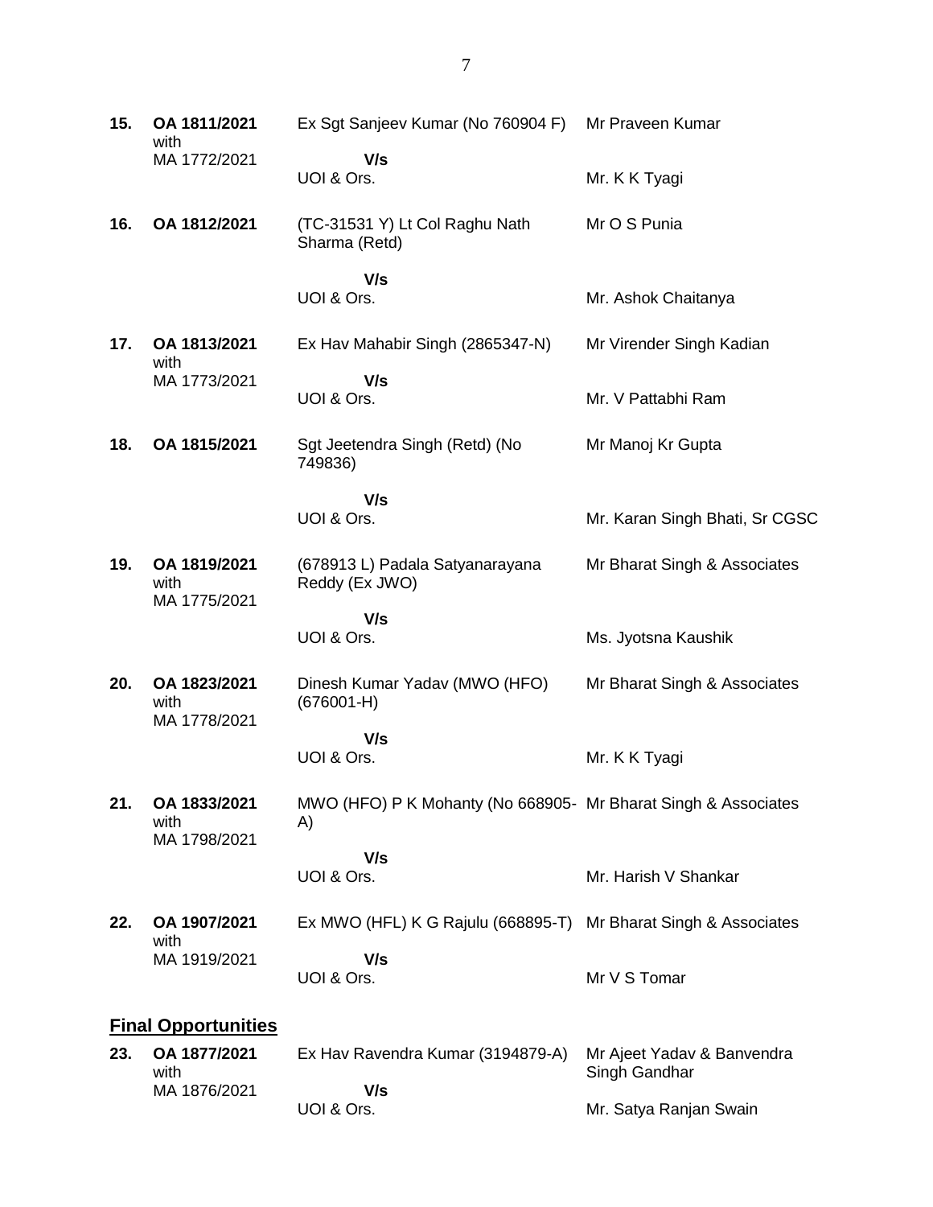| | | | |
|---|---|---|---|
| **15.** | **OA 1811/2021** with MA 1772/2021 | Ex Sgt Sanjeev Kumar (No 760904 F) **V/s** UOI & Ors. | Mr Praveen Kumar<br><br>Mr. K K Tyagi |
| **16.** | **OA 1812/2021** | (TC-31531 Y) Lt Col Raghu Nath Sharma (Retd) **V/s** UOI & Ors. | Mr O S Punia<br><br>Mr. Ashok Chaitanya |
| **17.** | **OA 1813/2021** with MA 1773/2021 | Ex Hav Mahabir Singh (2865347-N) **V/s** UOI & Ors. | Mr Virender Singh Kadian<br><br>Mr. V Pattabhi Ram |
| **18.** | **OA 1815/2021** | Sgt Jeetendra Singh (Retd) (No 749836) **V/s** UOI & Ors. | Mr Manoj Kr Gupta<br><br>Mr. Karan Singh Bhati, Sr CGSC |
| **19.** | **OA 1819/2021** with MA 1775/2021 | (678913 L) Padala Satyanarayana Reddy (Ex JWO) **V/s** UOI & Ors. | Mr Bharat Singh & Associates<br><br>Ms. Jyotsna Kaushik |
| **20.** | **OA 1823/2021** with MA 1778/2021 | Dinesh Kumar Yadav (MWO (HFO) (676001-H) **V/s** UOI & Ors. | Mr Bharat Singh & Associates<br><br>Mr. K K Tyagi |
| **21.** | **OA 1833/2021** with MA 1798/2021 | MWO (HFO) P K Mohanty (No 668905-A) **V/s** UOI & Ors. | Mr Bharat Singh & Associates<br><br>Mr. Harish V Shankar |
| **22.** | **OA 1907/2021** with MA 1919/2021 | Ex MWO (HFL) K G Rajulu (668895-T) **V/s** UOI & Ors. | Mr Bharat Singh & Associates<br><br>Mr V S Tomar |

## **Final Opportunities**

| | | | |
|---|---|---|---|
| **23.** | **OA 1877/2021** with MA 1876/2021 | Ex Hav Ravendra Kumar (3194879-A) **V/s** UOI & Ors. | Mr Ajeet Yadav & Banvendra Singh Gandhar<br><br>Mr. Satya Ranjan Swain |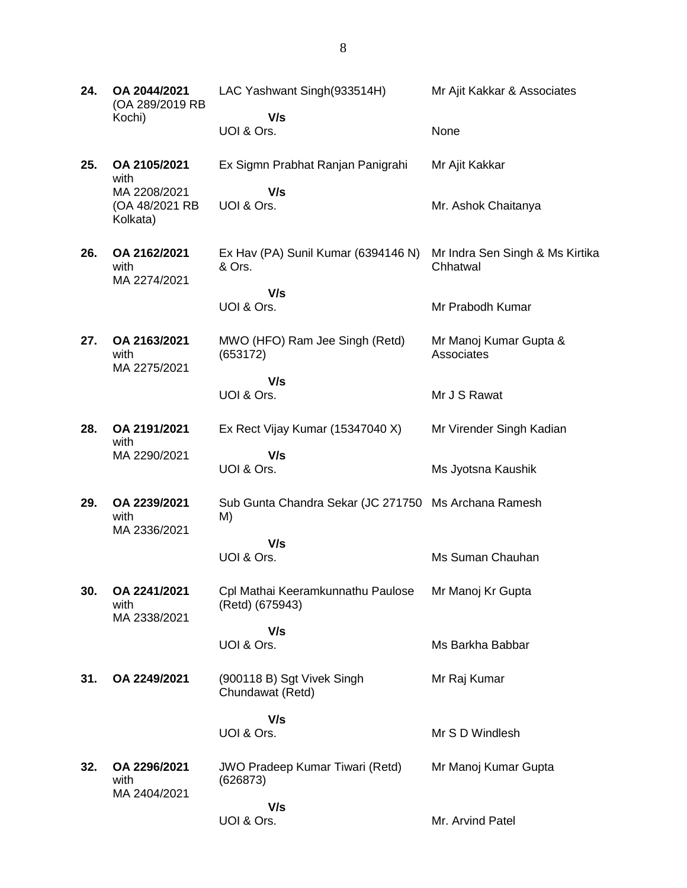| | | | |
|---|---|---|---|
| **24.** | **OA 2044/2021** (OA 289/2019 RB Kochi) | LAC Yashwant Singh(933514H)<br>**V/s**<br>UOI & Ors. | Mr Ajit Kakkar & Associates<br><br>None |
| **25.** | **OA 2105/2021** with MA 2208/2021 (OA 48/2021 RB Kolkata) | Ex Sigmn Prabhat Ranjan Panigrahi<br>**V/s**<br>UOI & Ors. | Mr Ajit Kakkar<br><br>Mr. Ashok Chaitanya |
| **26.** | **OA 2162/2021** with MA 2274/2021 | Ex Hav (PA) Sunil Kumar (6394146 N) & Ors.<br>**V/s**<br>UOI & Ors. | Mr Indra Sen Singh & Ms Kirtika Chhatwal<br><br>Mr Prabodh Kumar |
| **27.** | **OA 2163/2021** with MA 2275/2021 | MWO (HFO) Ram Jee Singh (Retd) (653172)<br>**V/s**<br>UOI & Ors. | Mr Manoj Kumar Gupta & Associates<br><br>Mr J S Rawat |
| **28.** | **OA 2191/2021** with MA 2290/2021 | Ex Rect Vijay Kumar (15347040 X)<br>**V/s**<br>UOI & Ors. | Mr Virender Singh Kadian<br><br>Ms Jyotsna Kaushik |
| **29.** | **OA 2239/2021** with MA 2336/2021 | Sub Gunta Chandra Sekar (JC 271750 M)<br>**V/s**<br>UOI & Ors. | Ms Archana Ramesh<br><br>Ms Suman Chauhan |
| **30.** | **OA 2241/2021** with MA 2338/2021 | Cpl Mathai Keeramkunnathu Paulose (Retd) (675943)<br>**V/s**<br>UOI & Ors. | Mr Manoj Kr Gupta<br><br>Ms Barkha Babbar |
| **31.** | **OA 2249/2021** | (900118 B) Sgt Vivek Singh Chundawat (Retd)<br>**V/s**<br>UOI & Ors. | Mr Raj Kumar<br><br>Mr S D Windlesh |
| **32.** | **OA 2296/2021** with MA 2404/2021 | JWO Pradeep Kumar Tiwari (Retd) (626873)<br>**V/s**<br>UOI & Ors. | Mr Manoj Kumar Gupta<br><br>Mr. Arvind Patel |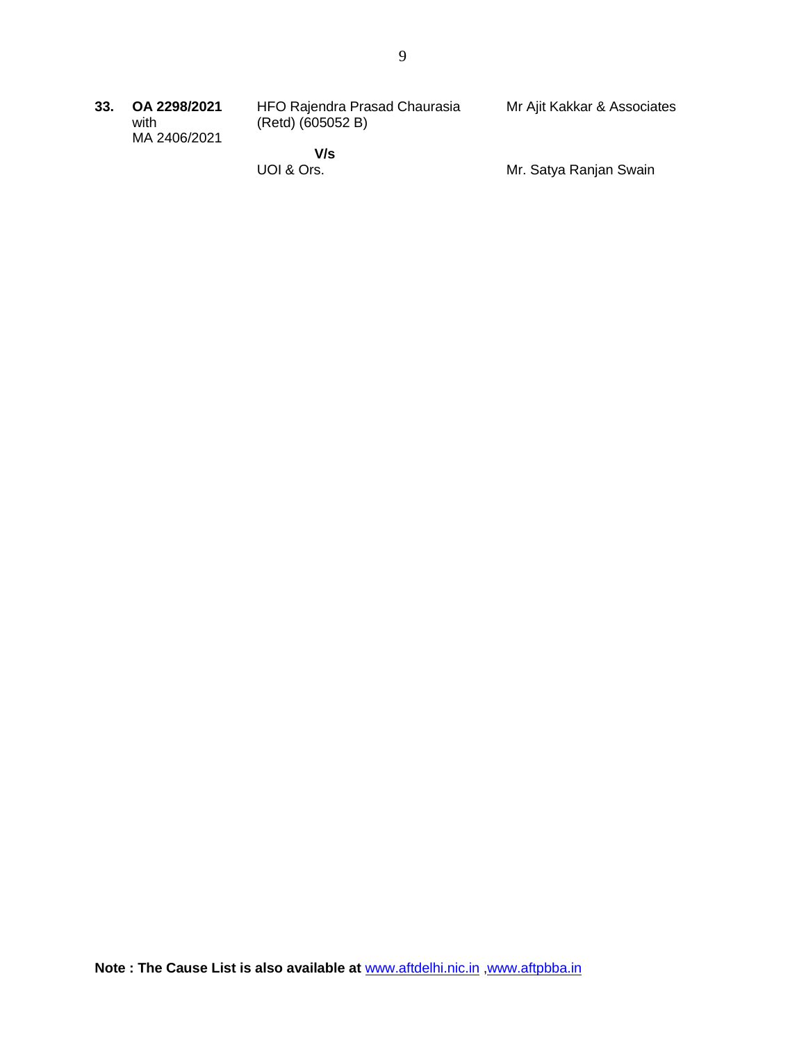| | | | |
|---|---|---|---|
| **33.** | **OA 2298/2021** with MA 2406/2021 | HFO Rajendra Prasad Chaurasia (Retd) (605052 B) | Mr Ajit Kakkar & Associates |
| | | **V/s** | |
| | | UOI & Ors. | Mr. Satya Ranjan Swain |

**Note : The Cause List is also available at** www.aftdelhi.nic.in ,www.aftpbba.in